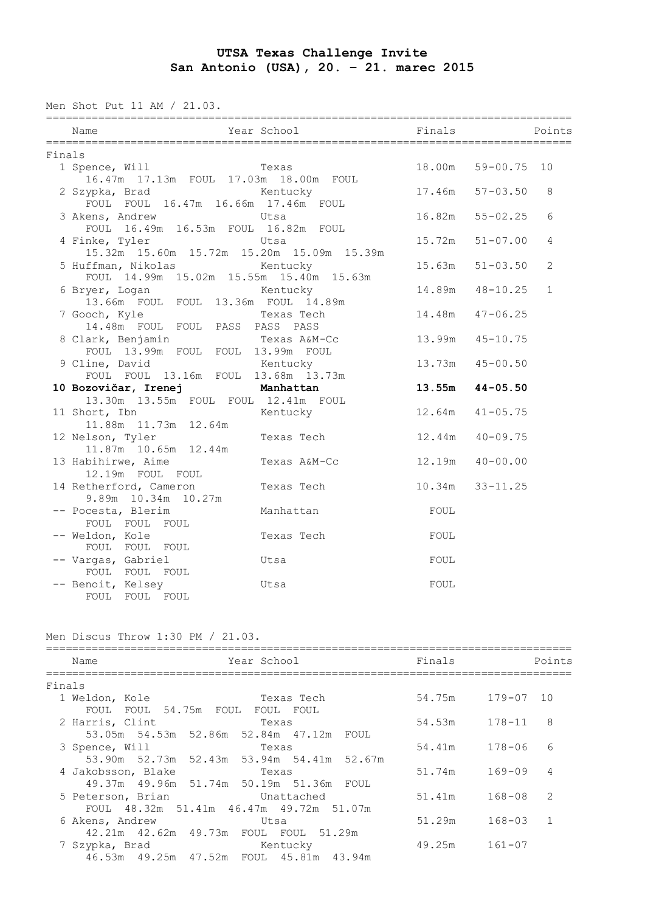# UTSA Texas Challenge Invite
## San Antonio (USA), 20. - 21. marec 2015

Men Shot Put 11 AM / 21.03.

| Name | Year School | Finals | | Points |
|---|---|---|---|---|
| **Finals** | | | | |
| 1 Spence, Will | Texas | 18.00m | 59-00.75 | 10 |
| 16.47m 17.13m FOUL 17.03m 18.00m FOUL | | | | |
| 2 Szypka, Brad | Kentucky | 17.46m | 57-03.50 | 8 |
| FOUL FOUL 16.47m 16.66m 17.46m FOUL | | | | |
| 3 Akens, Andrew | Utsa | 16.82m | 55-02.25 | 6 |
| FOUL 16.49m 16.53m FOUL 16.82m FOUL | | | | |
| 4 Finke, Tyler | Utsa | 15.72m | 51-07.00 | 4 |
| 15.32m 15.60m 15.72m 15.20m 15.09m 15.39m | | | | |
| 5 Huffman, Nikolas | Kentucky | 15.63m | 51-03.50 | 2 |
| FOUL 14.99m 15.02m 15.55m 15.40m 15.63m | | | | |
| 6 Bryer, Logan | Kentucky | 14.89m | 48-10.25 | 1 |
| 13.66m FOUL FOUL 13.36m FOUL 14.89m | | | | |
| 7 Gooch, Kyle | Texas Tech | 14.48m | 47-06.25 | |
| 14.48m FOUL FOUL PASS PASS PASS | | | | |
| 8 Clark, Benjamin | Texas A&M-Cc | 13.99m | 45-10.75 | |
| FOUL 13.99m FOUL FOUL 13.99m FOUL | | | | |
| 9 Cline, David | Kentucky | 13.73m | 45-00.50 | |
| FOUL FOUL 13.16m FOUL 13.68m 13.73m | | | | |
| **10 Bozovičar, Irenej** | **Manhattan** | **13.55m** | **44-05.50** | |
| 13.30m 13.55m FOUL FOUL 12.41m FOUL | | | | |
| 11 Short, Ibn | Kentucky | 12.64m | 41-05.75 | |
| 11.88m 11.73m 12.64m | | | | |
| 12 Nelson, Tyler | Texas Tech | 12.44m | 40-09.75 | |
| 11.87m 10.65m 12.44m | | | | |
| 13 Habihirwe, Aime | Texas A&M-Cc | 12.19m | 40-00.00 | |
| 12.19m FOUL FOUL | | | | |
| 14 Retherford, Cameron | Texas Tech | 10.34m | 33-11.25 | |
| 9.89m 10.34m 10.27m | | | | |
| -- Pocesta, Blerim | Manhattan | FOUL | | |
| FOUL FOUL FOUL | | | | |
| -- Weldon, Kole | Texas Tech | FOUL | | |
| FOUL FOUL FOUL | | | | |
| -- Vargas, Gabriel | Utsa | FOUL | | |
| FOUL FOUL FOUL | | | | |
| -- Benoit, Kelsey | Utsa | FOUL | | |
| FOUL FOUL FOUL | | | | |

Men Discus Throw 1:30 PM / 21.03.

| Name | Year School | Finals | | Points |
|---|---|---|---|---|
| **Finals** | | | | |
| 1 Weldon, Kole | Texas Tech | 54.75m | 179-07 | 10 |
| FOUL FOUL 54.75m FOUL FOUL FOUL | | | | |
| 2 Harris, Clint | Texas | 54.53m | 178-11 | 8 |
| 53.05m 54.53m 52.86m 52.84m 47.12m FOUL | | | | |
| 3 Spence, Will | Texas | 54.41m | 178-06 | 6 |
| 53.90m 52.73m 52.43m 53.94m 54.41m 52.67m | | | | |
| 4 Jakobsson, Blake | Texas | 51.74m | 169-09 | 4 |
| 49.37m 49.96m 51.74m 50.19m 51.36m FOUL | | | | |
| 5 Peterson, Brian | Unattached | 51.41m | 168-08 | 2 |
| FOUL 48.32m 51.41m 46.47m 49.72m 51.07m | | | | |
| 6 Akens, Andrew | Utsa | 51.29m | 168-03 | 1 |
| 42.21m 42.62m 49.73m FOUL FOUL 51.29m | | | | |
| 7 Szypka, Brad | Kentucky | 49.25m | 161-07 | |
| 46.53m 49.25m 47.52m FOUL 45.81m 43.94m | | | | |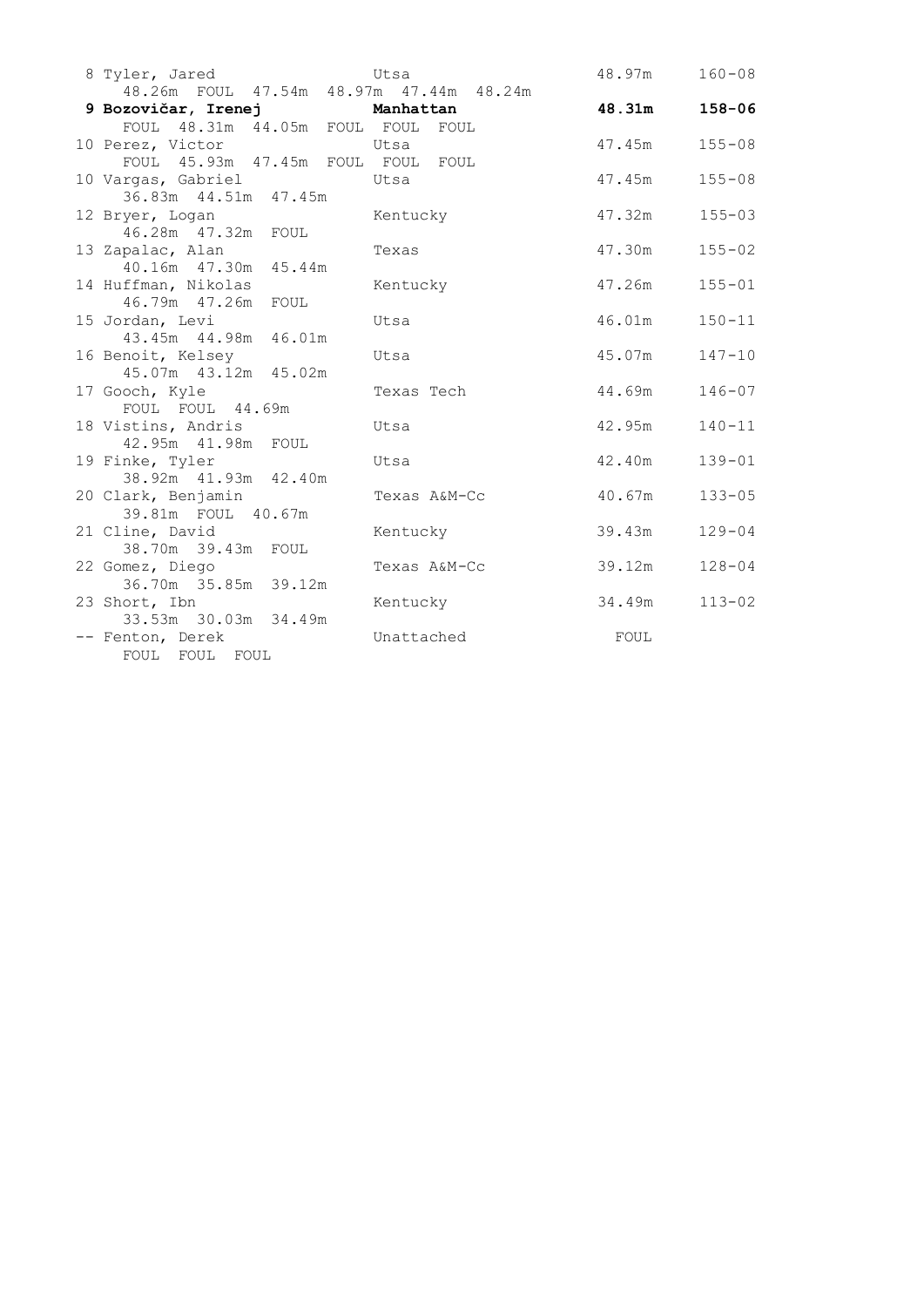| | | | | |
|---|---|---|---|---|
| 8 | Tyler, Jared | Utsa | 48.97m | 160-08 |
| | 48.26m FOUL 47.54m 48.97m 47.44m 48.24m | | | |
| **9** | **Bozovičar, Irenej** | **Manhattan** | **48.31m** | **158-06** |
| | FOUL 48.31m 44.05m FOUL FOUL FOUL | | | |
| 10 | Perez, Victor | Utsa | 47.45m | 155-08 |
| | FOUL 45.93m 47.45m FOUL FOUL FOUL | | | |
| 10 | Vargas, Gabriel | Utsa | 47.45m | 155-08 |
| | 36.83m 44.51m 47.45m | | | |
| 12 | Bryer, Logan | Kentucky | 47.32m | 155-03 |
| | 46.28m 47.32m FOUL | | | |
| 13 | Zapalac, Alan | Texas | 47.30m | 155-02 |
| | 40.16m 47.30m 45.44m | | | |
| 14 | Huffman, Nikolas | Kentucky | 47.26m | 155-01 |
| | 46.79m 47.26m FOUL | | | |
| 15 | Jordan, Levi | Utsa | 46.01m | 150-11 |
| | 43.45m 44.98m 46.01m | | | |
| 16 | Benoit, Kelsey | Utsa | 45.07m | 147-10 |
| | 45.07m 43.12m 45.02m | | | |
| 17 | Gooch, Kyle | Texas Tech | 44.69m | 146-07 |
| | FOUL FOUL 44.69m | | | |
| 18 | Vistins, Andris | Utsa | 42.95m | 140-11 |
| | 42.95m 41.98m FOUL | | | |
| 19 | Finke, Tyler | Utsa | 42.40m | 139-01 |
| | 38.92m 41.93m 42.40m | | | |
| 20 | Clark, Benjamin | Texas A&M-Cc | 40.67m | 133-05 |
| | 39.81m FOUL 40.67m | | | |
| 21 | Cline, David | Kentucky | 39.43m | 129-04 |
| | 38.70m 39.43m FOUL | | | |
| 22 | Gomez, Diego | Texas A&M-Cc | 39.12m | 128-04 |
| | 36.70m 35.85m 39.12m | | | |
| 23 | Short, Ibn | Kentucky | 34.49m | 113-02 |
| | 33.53m 30.03m 34.49m | | | |
| -- | Fenton, Derek | Unattached | FOUL | |
| | FOUL FOUL FOUL | | | |